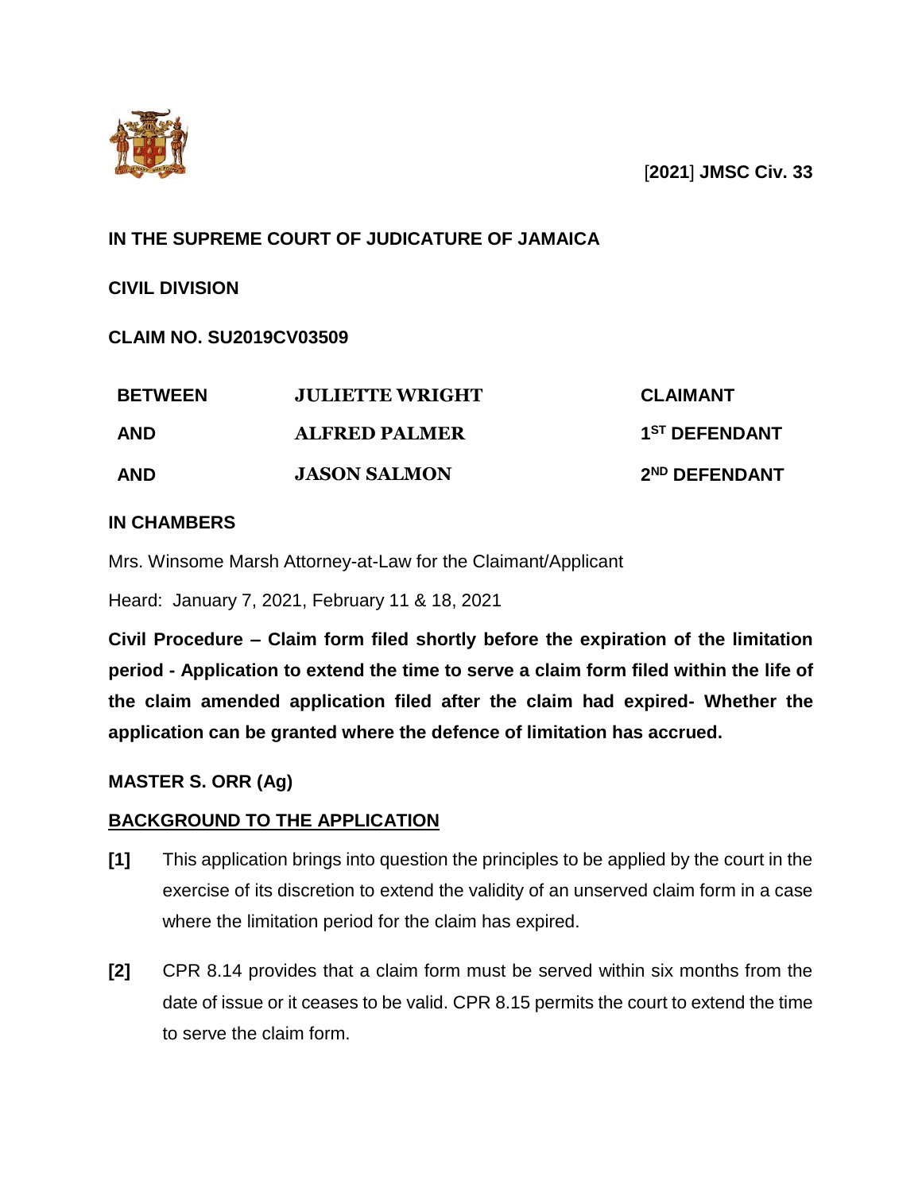[**2021**] **JMSC Civ. 33**

**IN THE SUPREME COURT OF JUDICATURE OF JAMAICA**

**CIVIL DIVISION**

**CLAIM NO. SU2019CV03509**

| | | |
|---|---|---|
| **BETWEEN** | **JULIETTE WRIGHT** | **CLAIMANT** |
| **AND** | **ALFRED PALMER** | **1ST DEFENDANT** |
| **AND** | **JASON SALMON** | **2ND DEFENDANT** |

**IN CHAMBERS**

Mrs. Winsome Marsh Attorney-at-Law for the Claimant/Applicant

Heard: January 7, 2021, February 11 & 18, 2021

**Civil Procedure – Claim form filed shortly before the expiration of the limitation period - Application to extend the time to serve a claim form filed within the life of the claim amended application filed after the claim had expired- Whether the application can be granted where the defence of limitation has accrued.**

**MASTER S. ORR (Ag)**

**BACKGROUND TO THE APPLICATION**

**[1]** This application brings into question the principles to be applied by the court in the exercise of its discretion to extend the validity of an unserved claim form in a case where the limitation period for the claim has expired.

**[2]** CPR 8.14 provides that a claim form must be served within six months from the date of issue or it ceases to be valid. CPR 8.15 permits the court to extend the time to serve the claim form.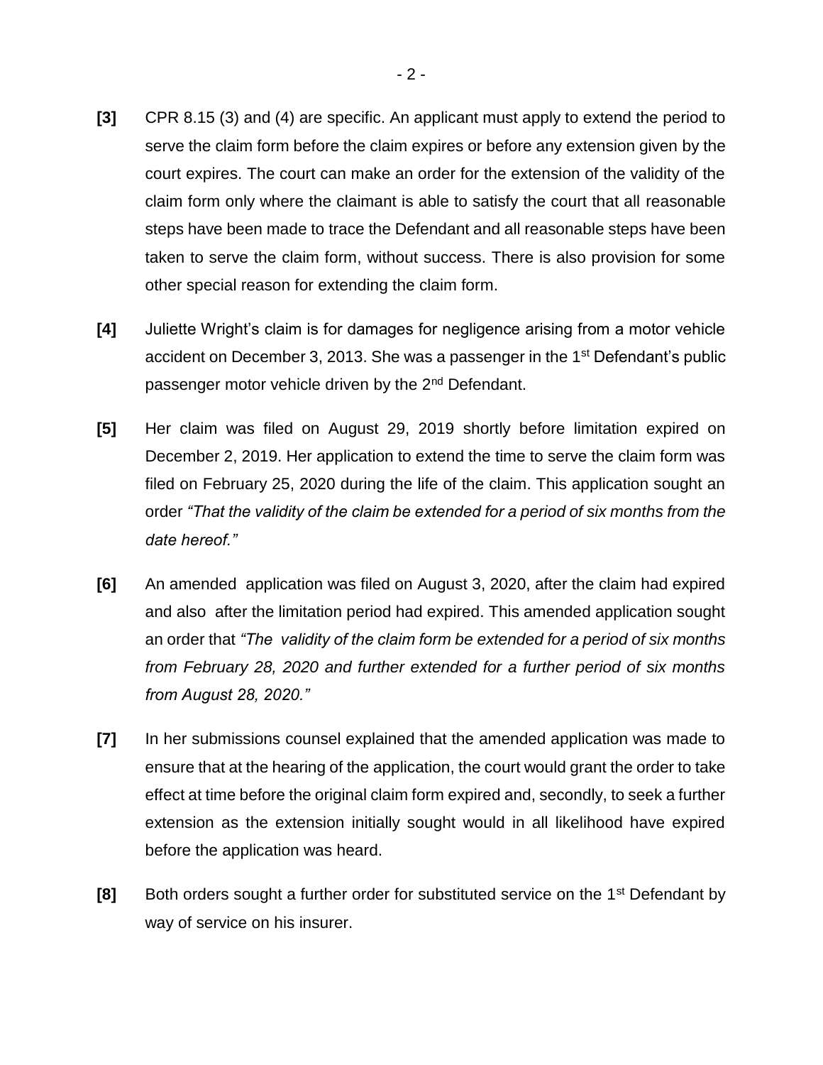**[3]** CPR 8.15 (3) and (4) are specific. An applicant must apply to extend the period to serve the claim form before the claim expires or before any extension given by the court expires. The court can make an order for the extension of the validity of the claim form only where the claimant is able to satisfy the court that all reasonable steps have been made to trace the Defendant and all reasonable steps have been taken to serve the claim form, without success. There is also provision for some other special reason for extending the claim form.

**[4]** Juliette Wright's claim is for damages for negligence arising from a motor vehicle accident on December 3, 2013. She was a passenger in the 1st Defendant's public passenger motor vehicle driven by the 2nd Defendant.

**[5]** Her claim was filed on August 29, 2019 shortly before limitation expired on December 2, 2019. Her application to extend the time to serve the claim form was filed on February 25, 2020 during the life of the claim. This application sought an order *"That the validity of the claim be extended for a period of six months from the date hereof."*

**[6]** An amended application was filed on August 3, 2020, after the claim had expired and also after the limitation period had expired. This amended application sought an order that *"The validity of the claim form be extended for a period of six months from February 28, 2020 and further extended for a further period of six months from August 28, 2020."*

**[7]** In her submissions counsel explained that the amended application was made to ensure that at the hearing of the application, the court would grant the order to take effect at time before the original claim form expired and, secondly, to seek a further extension as the extension initially sought would in all likelihood have expired before the application was heard.

**[8]** Both orders sought a further order for substituted service on the 1st Defendant by way of service on his insurer.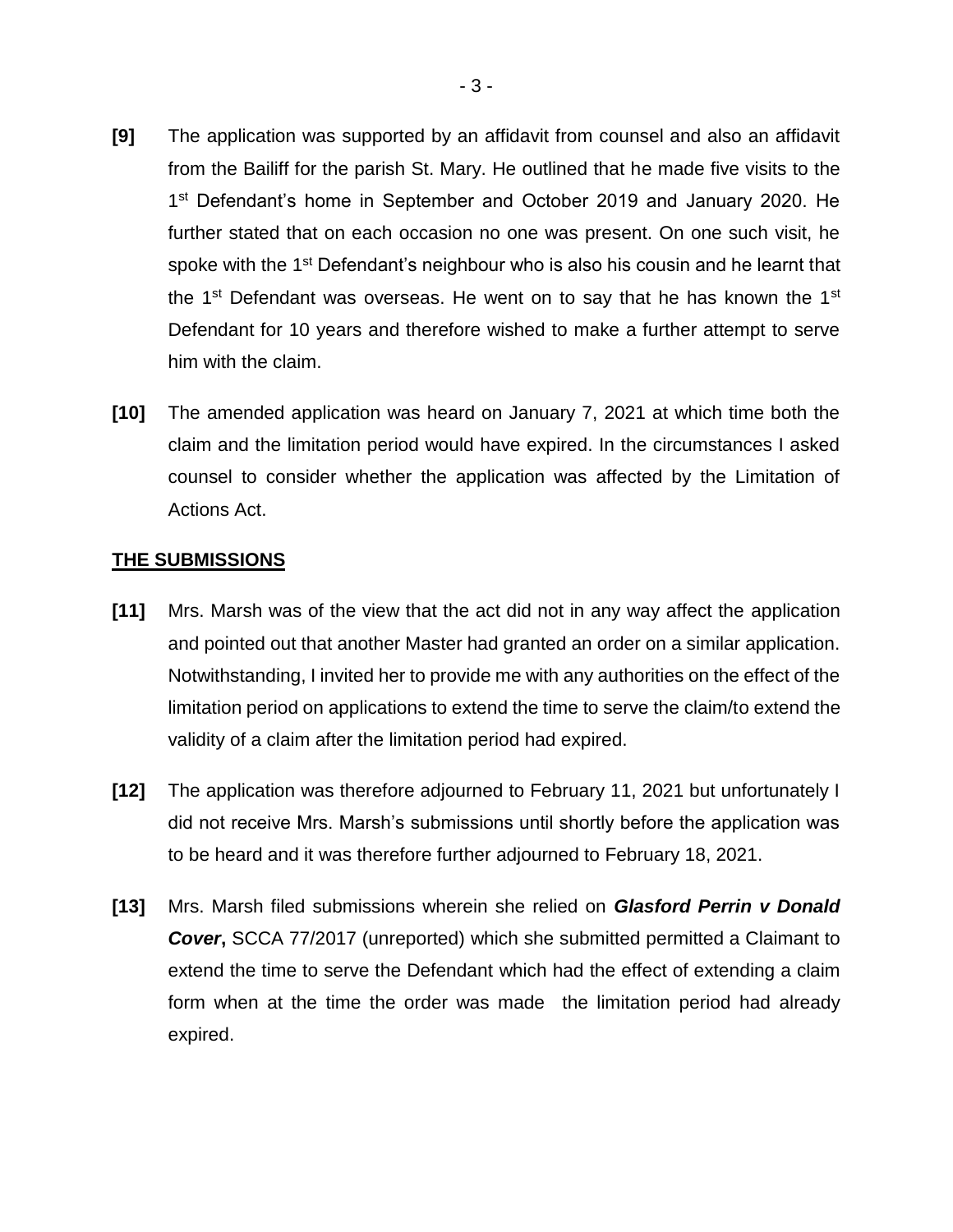**[9]** The application was supported by an affidavit from counsel and also an affidavit from the Bailiff for the parish St. Mary. He outlined that he made five visits to the 1st Defendant's home in September and October 2019 and January 2020. He further stated that on each occasion no one was present. On one such visit, he spoke with the 1st Defendant's neighbour who is also his cousin and he learnt that the 1st Defendant was overseas. He went on to say that he has known the 1st Defendant for 10 years and therefore wished to make a further attempt to serve him with the claim.

**[10]** The amended application was heard on January 7, 2021 at which time both the claim and the limitation period would have expired. In the circumstances I asked counsel to consider whether the application was affected by the Limitation of Actions Act.

## THE SUBMISSIONS

**[11]** Mrs. Marsh was of the view that the act did not in any way affect the application and pointed out that another Master had granted an order on a similar application. Notwithstanding, I invited her to provide me with any authorities on the effect of the limitation period on applications to extend the time to serve the claim/to extend the validity of a claim after the limitation period had expired.

**[12]** The application was therefore adjourned to February 11, 2021 but unfortunately I did not receive Mrs. Marsh's submissions until shortly before the application was to be heard and it was therefore further adjourned to February 18, 2021.

**[13]** Mrs. Marsh filed submissions wherein she relied on ***Glasford Perrin v Donald Cover*****,** SCCA 77/2017 (unreported) which she submitted permitted a Claimant to extend the time to serve the Defendant which had the effect of extending a claim form when at the time the order was made the limitation period had already expired.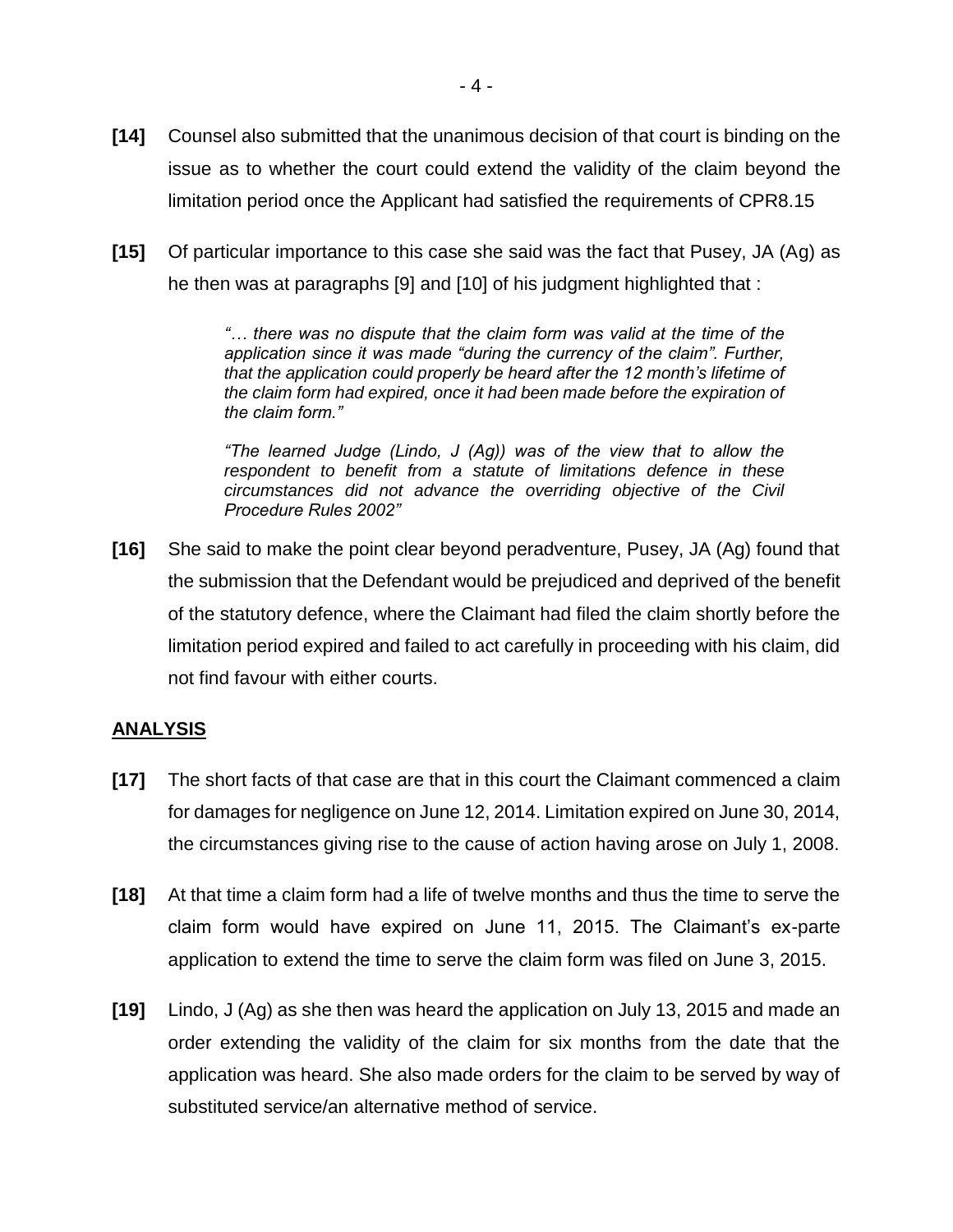**[14]** Counsel also submitted that the unanimous decision of that court is binding on the issue as to whether the court could extend the validity of the claim beyond the limitation period once the Applicant had satisfied the requirements of CPR8.15

**[15]** Of particular importance to this case she said was the fact that Pusey, JA (Ag) as he then was at paragraphs [9] and [10] of his judgment highlighted that :

> *"… there was no dispute that the claim form was valid at the time of the application since it was made "during the currency of the claim". Further, that the application could properly be heard after the 12 month's lifetime of the claim form had expired, once it had been made before the expiration of the claim form."*
>
> *"The learned Judge (Lindo, J (Ag)) was of the view that to allow the respondent to benefit from a statute of limitations defence in these circumstances did not advance the overriding objective of the Civil Procedure Rules 2002"*

**[16]** She said to make the point clear beyond peradventure, Pusey, JA (Ag) found that the submission that the Defendant would be prejudiced and deprived of the benefit of the statutory defence, where the Claimant had filed the claim shortly before the limitation period expired and failed to act carefully in proceeding with his claim, did not find favour with either courts.

## ANALYSIS

**[17]** The short facts of that case are that in this court the Claimant commenced a claim for damages for negligence on June 12, 2014. Limitation expired on June 30, 2014, the circumstances giving rise to the cause of action having arose on July 1, 2008.

**[18]** At that time a claim form had a life of twelve months and thus the time to serve the claim form would have expired on June 11, 2015. The Claimant's ex-parte application to extend the time to serve the claim form was filed on June 3, 2015.

**[19]** Lindo, J (Ag) as she then was heard the application on July 13, 2015 and made an order extending the validity of the claim for six months from the date that the application was heard. She also made orders for the claim to be served by way of substituted service/an alternative method of service.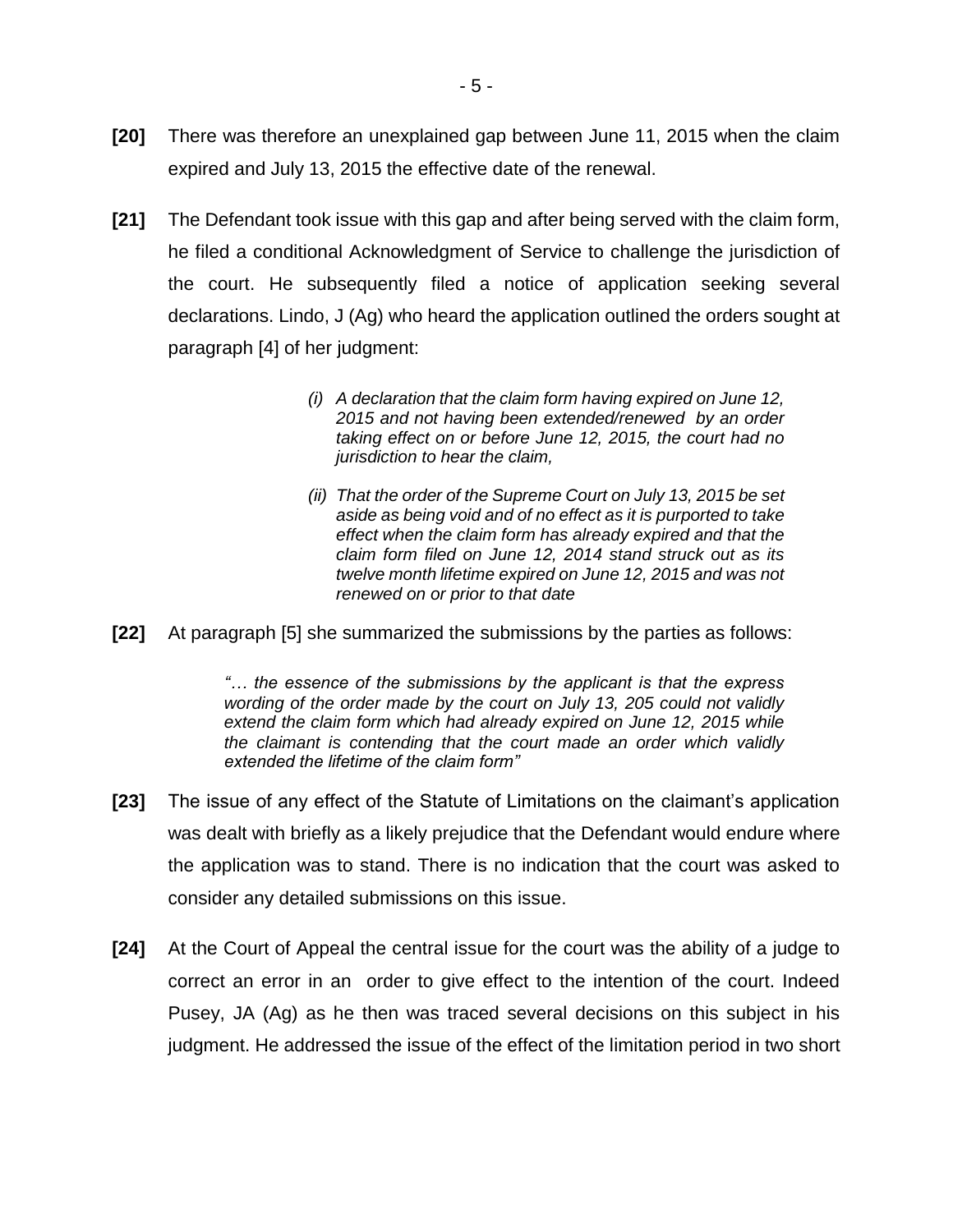**[20]** There was therefore an unexplained gap between June 11, 2015 when the claim expired and July 13, 2015 the effective date of the renewal.

**[21]** The Defendant took issue with this gap and after being served with the claim form, he filed a conditional Acknowledgment of Service to challenge the jurisdiction of the court. He subsequently filed a notice of application seeking several declarations. Lindo, J (Ag) who heard the application outlined the orders sought at paragraph [4] of her judgment:

> *(i) A declaration that the claim form having expired on June 12, 2015 and not having been extended/renewed by an order taking effect on or before June 12, 2015, the court had no jurisdiction to hear the claim,*
>
> *(ii) That the order of the Supreme Court on July 13, 2015 be set aside as being void and of no effect as it is purported to take effect when the claim form has already expired and that the claim form filed on June 12, 2014 stand struck out as its twelve month lifetime expired on June 12, 2015 and was not renewed on or prior to that date*

**[22]** At paragraph [5] she summarized the submissions by the parties as follows:

> *"… the essence of the submissions by the applicant is that the express wording of the order made by the court on July 13, 205 could not validly extend the claim form which had already expired on June 12, 2015 while the claimant is contending that the court made an order which validly extended the lifetime of the claim form"*

**[23]** The issue of any effect of the Statute of Limitations on the claimant's application was dealt with briefly as a likely prejudice that the Defendant would endure where the application was to stand. There is no indication that the court was asked to consider any detailed submissions on this issue.

**[24]** At the Court of Appeal the central issue for the court was the ability of a judge to correct an error in an order to give effect to the intention of the court. Indeed Pusey, JA (Ag) as he then was traced several decisions on this subject in his judgment. He addressed the issue of the effect of the limitation period in two short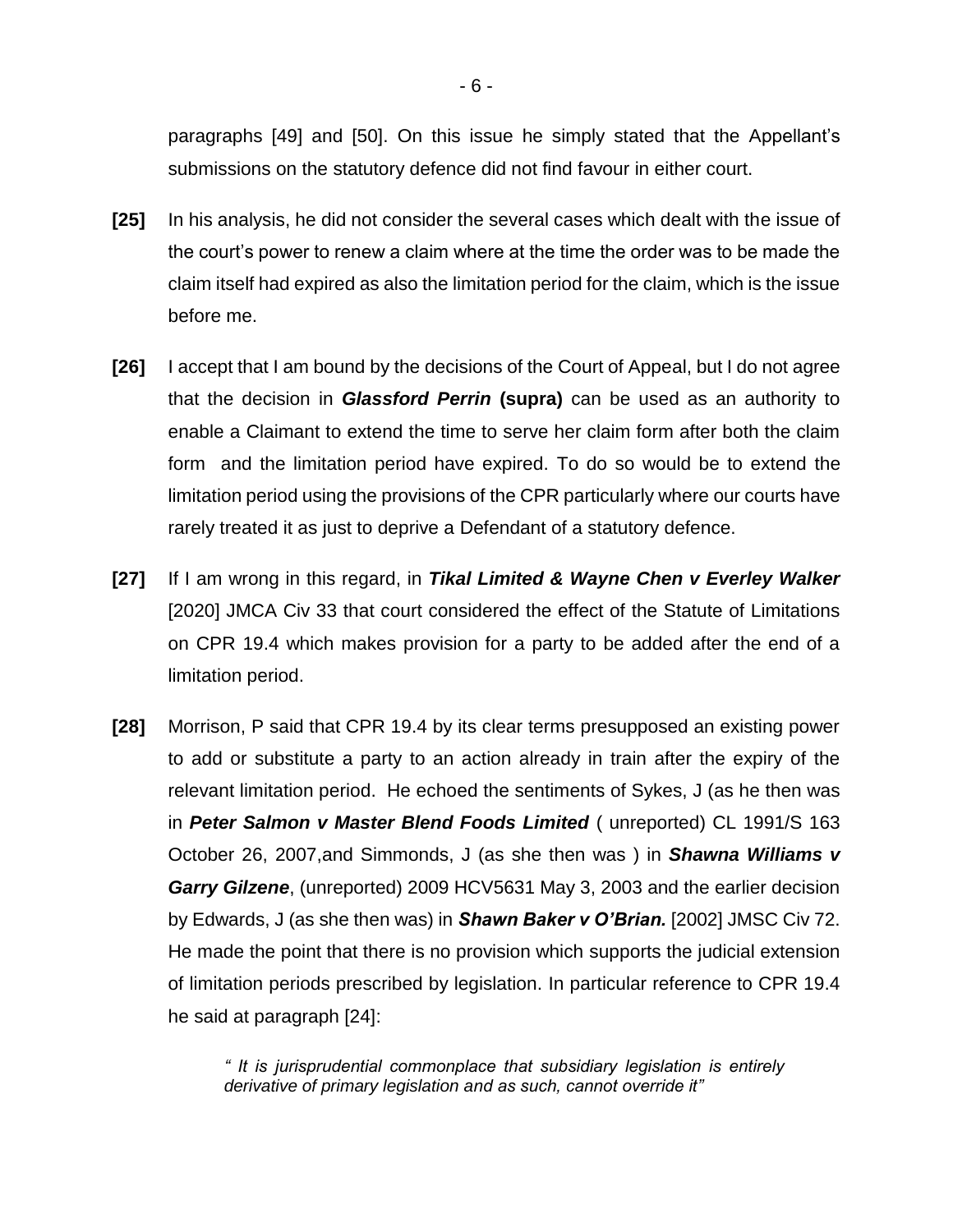paragraphs [49] and [50]. On this issue he simply stated that the Appellant's submissions on the statutory defence did not find favour in either court.

**[25]** In his analysis, he did not consider the several cases which dealt with the issue of the court's power to renew a claim where at the time the order was to be made the claim itself had expired as also the limitation period for the claim, which is the issue before me.

**[26]** I accept that I am bound by the decisions of the Court of Appeal, but I do not agree that the decision in ***Glassford Perrin*** **(supra)** can be used as an authority to enable a Claimant to extend the time to serve her claim form after both the claim form and the limitation period have expired. To do so would be to extend the limitation period using the provisions of the CPR particularly where our courts have rarely treated it as just to deprive a Defendant of a statutory defence.

**[27]** If I am wrong in this regard, in ***Tikal Limited & Wayne Chen v Everley Walker*** [2020] JMCA Civ 33 that court considered the effect of the Statute of Limitations on CPR 19.4 which makes provision for a party to be added after the end of a limitation period.

**[28]** Morrison, P said that CPR 19.4 by its clear terms presupposed an existing power to add or substitute a party to an action already in train after the expiry of the relevant limitation period. He echoed the sentiments of Sykes, J (as he then was in ***Peter Salmon v Master Blend Foods Limited*** ( unreported) CL 1991/S 163 October 26, 2007,and Simmonds, J (as she then was ) in ***Shawna Williams v Garry Gilzene***, (unreported) 2009 HCV5631 May 3, 2003 and the earlier decision by Edwards, J (as she then was) in ***Shawn Baker v O'Brian.*** [2002] JMSC Civ 72. He made the point that there is no provision which supports the judicial extension of limitation periods prescribed by legislation. In particular reference to CPR 19.4 he said at paragraph [24]:

> *" It is jurisprudential commonplace that subsidiary legislation is entirely derivative of primary legislation and as such, cannot override it"*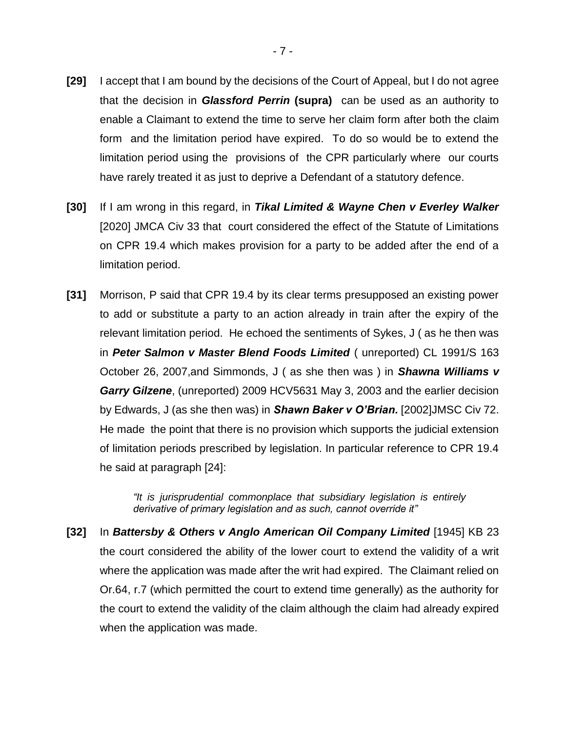**[29]** I accept that I am bound by the decisions of the Court of Appeal, but I do not agree that the decision in ***Glassford Perrin* (supra)** can be used as an authority to enable a Claimant to extend the time to serve her claim form after both the claim form and the limitation period have expired. To do so would be to extend the limitation period using the provisions of the CPR particularly where our courts have rarely treated it as just to deprive a Defendant of a statutory defence.

**[30]** If I am wrong in this regard, in ***Tikal Limited & Wayne Chen v Everley Walker*** [2020] JMCA Civ 33 that court considered the effect of the Statute of Limitations on CPR 19.4 which makes provision for a party to be added after the end of a limitation period.

**[31]** Morrison, P said that CPR 19.4 by its clear terms presupposed an existing power to add or substitute a party to an action already in train after the expiry of the relevant limitation period. He echoed the sentiments of Sykes, J ( as he then was in ***Peter Salmon v Master Blend Foods Limited*** ( unreported) CL 1991/S 163 October 26, 2007,and Simmonds, J ( as she then was ) in ***Shawna Williams v Garry Gilzene***, (unreported) 2009 HCV5631 May 3, 2003 and the earlier decision by Edwards, J (as she then was) in ***Shawn Baker v O'Brian.*** [2002]JMSC Civ 72. He made the point that there is no provision which supports the judicial extension of limitation periods prescribed by legislation. In particular reference to CPR 19.4 he said at paragraph [24]:

> *"It is jurisprudential commonplace that subsidiary legislation is entirely derivative of primary legislation and as such, cannot override it"*

**[32]** In ***Battersby & Others v Anglo American Oil Company Limited*** [1945] KB 23 the court considered the ability of the lower court to extend the validity of a writ where the application was made after the writ had expired. The Claimant relied on Or.64, r.7 (which permitted the court to extend time generally) as the authority for the court to extend the validity of the claim although the claim had already expired when the application was made.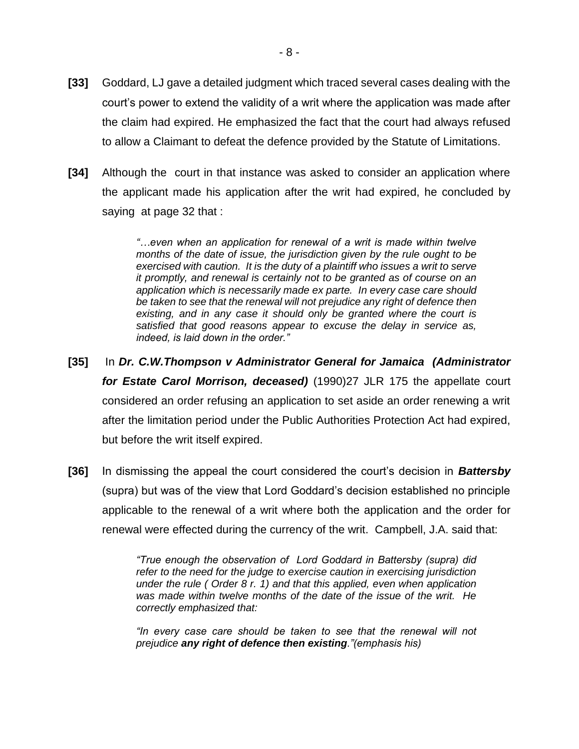**[33]** Goddard, LJ gave a detailed judgment which traced several cases dealing with the court's power to extend the validity of a writ where the application was made after the claim had expired. He emphasized the fact that the court had always refused to allow a Claimant to defeat the defence provided by the Statute of Limitations.

**[34]** Although the court in that instance was asked to consider an application where the applicant made his application after the writ had expired, he concluded by saying at page 32 that :

> *"…even when an application for renewal of a writ is made within twelve months of the date of issue, the jurisdiction given by the rule ought to be exercised with caution. It is the duty of a plaintiff who issues a writ to serve it promptly, and renewal is certainly not to be granted as of course on an application which is necessarily made ex parte. In every case care should be taken to see that the renewal will not prejudice any right of defence then existing, and in any case it should only be granted where the court is satisfied that good reasons appear to excuse the delay in service as, indeed, is laid down in the order."*

**[35]** In ***Dr. C.W.Thompson v Administrator General for Jamaica (Administrator for Estate Carol Morrison, deceased)*** (1990)27 JLR 175 the appellate court considered an order refusing an application to set aside an order renewing a writ after the limitation period under the Public Authorities Protection Act had expired, but before the writ itself expired.

**[36]** In dismissing the appeal the court considered the court's decision in ***Battersby*** (supra) but was of the view that Lord Goddard's decision established no principle applicable to the renewal of a writ where both the application and the order for renewal were effected during the currency of the writ. Campbell, J.A. said that:

> *"True enough the observation of Lord Goddard in Battersby (supra) did refer to the need for the judge to exercise caution in exercising jurisdiction under the rule ( Order 8 r. 1) and that this applied, even when application was made within twelve months of the date of the issue of the writ. He correctly emphasized that:*
>
> *"In every case care should be taken to see that the renewal will not prejudice* ***any right of defence then existing****."(emphasis his)*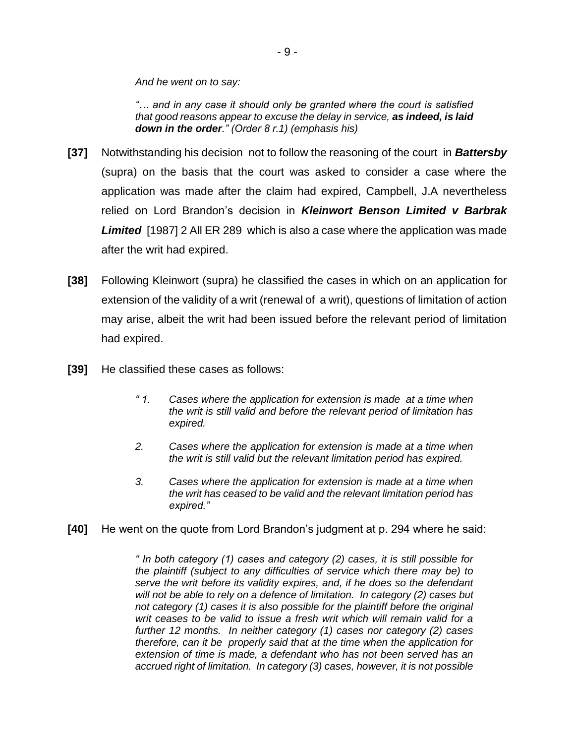*And he went on to say:*

> *"… and in any case it should only be granted where the court is satisfied that good reasons appear to excuse the delay in service,* ***as indeed, is laid down in the order****." (Order 8 r.1) (emphasis his)*

**[37]** Notwithstanding his decision not to follow the reasoning of the court in ***Battersby*** (supra) on the basis that the court was asked to consider a case where the application was made after the claim had expired, Campbell, J.A nevertheless relied on Lord Brandon's decision in ***Kleinwort Benson Limited v Barbrak Limited*** [1987] 2 All ER 289 which is also a case where the application was made after the writ had expired.

**[38]** Following Kleinwort (supra) he classified the cases in which on an application for extension of the validity of a writ (renewal of a writ), questions of limitation of action may arise, albeit the writ had been issued before the relevant period of limitation had expired.

**[39]** He classified these cases as follows:

> *" 1. Cases where the application for extension is made at a time when the writ is still valid and before the relevant period of limitation has expired.*
>
> *2. Cases where the application for extension is made at a time when the writ is still valid but the relevant limitation period has expired.*
>
> *3. Cases where the application for extension is made at a time when the writ has ceased to be valid and the relevant limitation period has expired."*

**[40]** He went on the quote from Lord Brandon's judgment at p. 294 where he said:

> *" In both category (1) cases and category (2) cases, it is still possible for the plaintiff (subject to any difficulties of service which there may be) to serve the writ before its validity expires, and, if he does so the defendant will not be able to rely on a defence of limitation. In category (2) cases but not category (1) cases it is also possible for the plaintiff before the original writ ceases to be valid to issue a fresh writ which will remain valid for a further 12 months. In neither category (1) cases nor category (2) cases therefore, can it be properly said that at the time when the application for extension of time is made, a defendant who has not been served has an accrued right of limitation. In category (3) cases, however, it is not possible*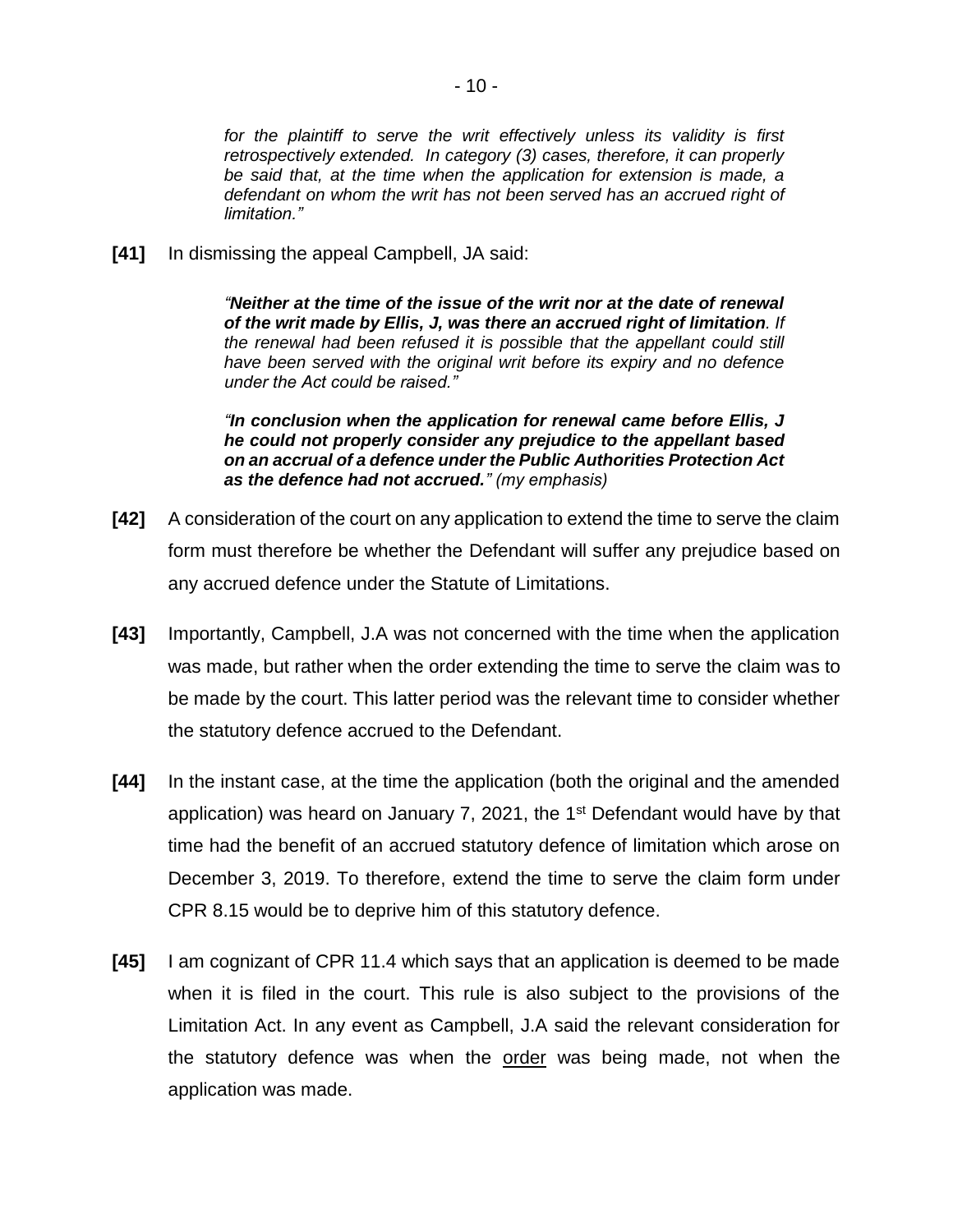> *for the plaintiff to serve the writ effectively unless its validity is first retrospectively extended. In category (3) cases, therefore, it can properly be said that, at the time when the application for extension is made, a defendant on whom the writ has not been served has an accrued right of limitation."*

**[41]** In dismissing the appeal Campbell, JA said:

> *"**Neither at the time of the issue of the writ nor at the date of renewal of the writ made by Ellis, J, was there an accrued right of limitation**. If the renewal had been refused it is possible that the appellant could still have been served with the original writ before its expiry and no defence under the Act could be raised."*
>
> *"**In conclusion when the application for renewal came before Ellis, J he could not properly consider any prejudice to the appellant based on an accrual of a defence under the Public Authorities Protection Act as the defence had not accrued.**" (my emphasis)*

**[42]** A consideration of the court on any application to extend the time to serve the claim form must therefore be whether the Defendant will suffer any prejudice based on any accrued defence under the Statute of Limitations.

**[43]** Importantly, Campbell, J.A was not concerned with the time when the application was made, but rather when the order extending the time to serve the claim was to be made by the court. This latter period was the relevant time to consider whether the statutory defence accrued to the Defendant.

**[44]** In the instant case, at the time the application (both the original and the amended application) was heard on January 7, 2021, the 1st Defendant would have by that time had the benefit of an accrued statutory defence of limitation which arose on December 3, 2019. To therefore, extend the time to serve the claim form under CPR 8.15 would be to deprive him of this statutory defence.

**[45]** I am cognizant of CPR 11.4 which says that an application is deemed to be made when it is filed in the court. This rule is also subject to the provisions of the Limitation Act. In any event as Campbell, J.A said the relevant consideration for the statutory defence was when the <u>order</u> was being made, not when the application was made.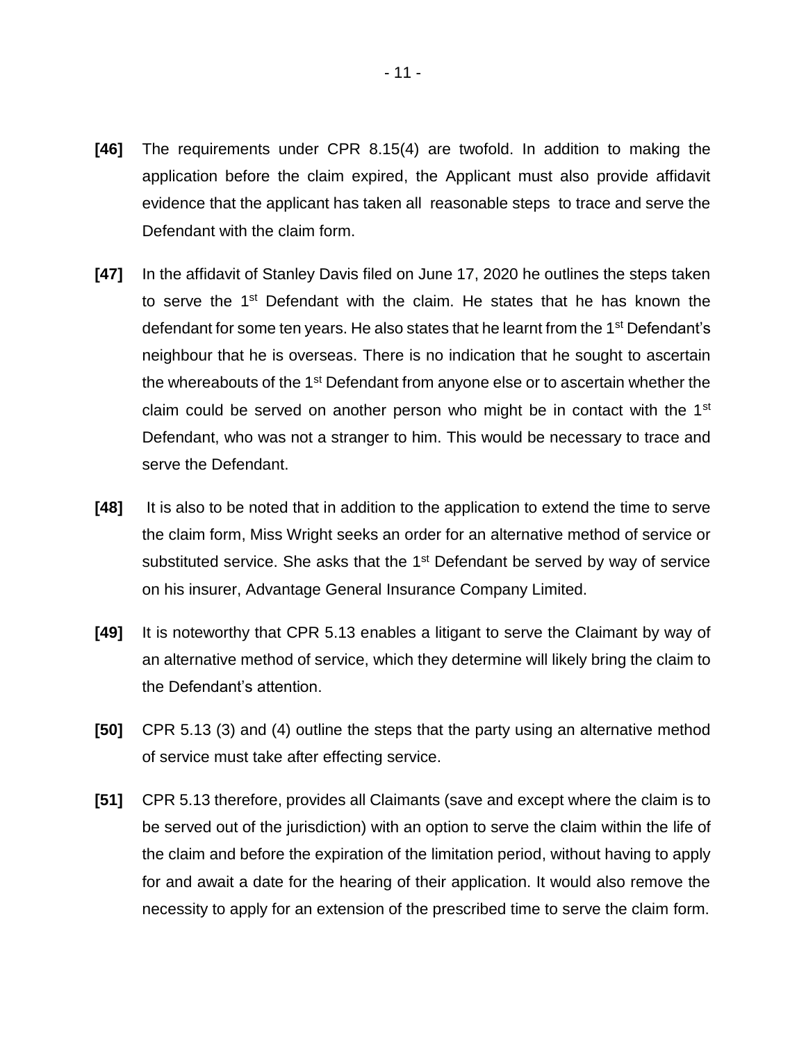**[46]** The requirements under CPR 8.15(4) are twofold. In addition to making the application before the claim expired, the Applicant must also provide affidavit evidence that the applicant has taken all reasonable steps to trace and serve the Defendant with the claim form.

**[47]** In the affidavit of Stanley Davis filed on June 17, 2020 he outlines the steps taken to serve the 1st Defendant with the claim. He states that he has known the defendant for some ten years. He also states that he learnt from the 1st Defendant's neighbour that he is overseas. There is no indication that he sought to ascertain the whereabouts of the 1st Defendant from anyone else or to ascertain whether the claim could be served on another person who might be in contact with the 1st Defendant, who was not a stranger to him. This would be necessary to trace and serve the Defendant.

**[48]** It is also to be noted that in addition to the application to extend the time to serve the claim form, Miss Wright seeks an order for an alternative method of service or substituted service. She asks that the 1st Defendant be served by way of service on his insurer, Advantage General Insurance Company Limited.

**[49]** It is noteworthy that CPR 5.13 enables a litigant to serve the Claimant by way of an alternative method of service, which they determine will likely bring the claim to the Defendant's attention.

**[50]** CPR 5.13 (3) and (4) outline the steps that the party using an alternative method of service must take after effecting service.

**[51]** CPR 5.13 therefore, provides all Claimants (save and except where the claim is to be served out of the jurisdiction) with an option to serve the claim within the life of the claim and before the expiration of the limitation period, without having to apply for and await a date for the hearing of their application. It would also remove the necessity to apply for an extension of the prescribed time to serve the claim form.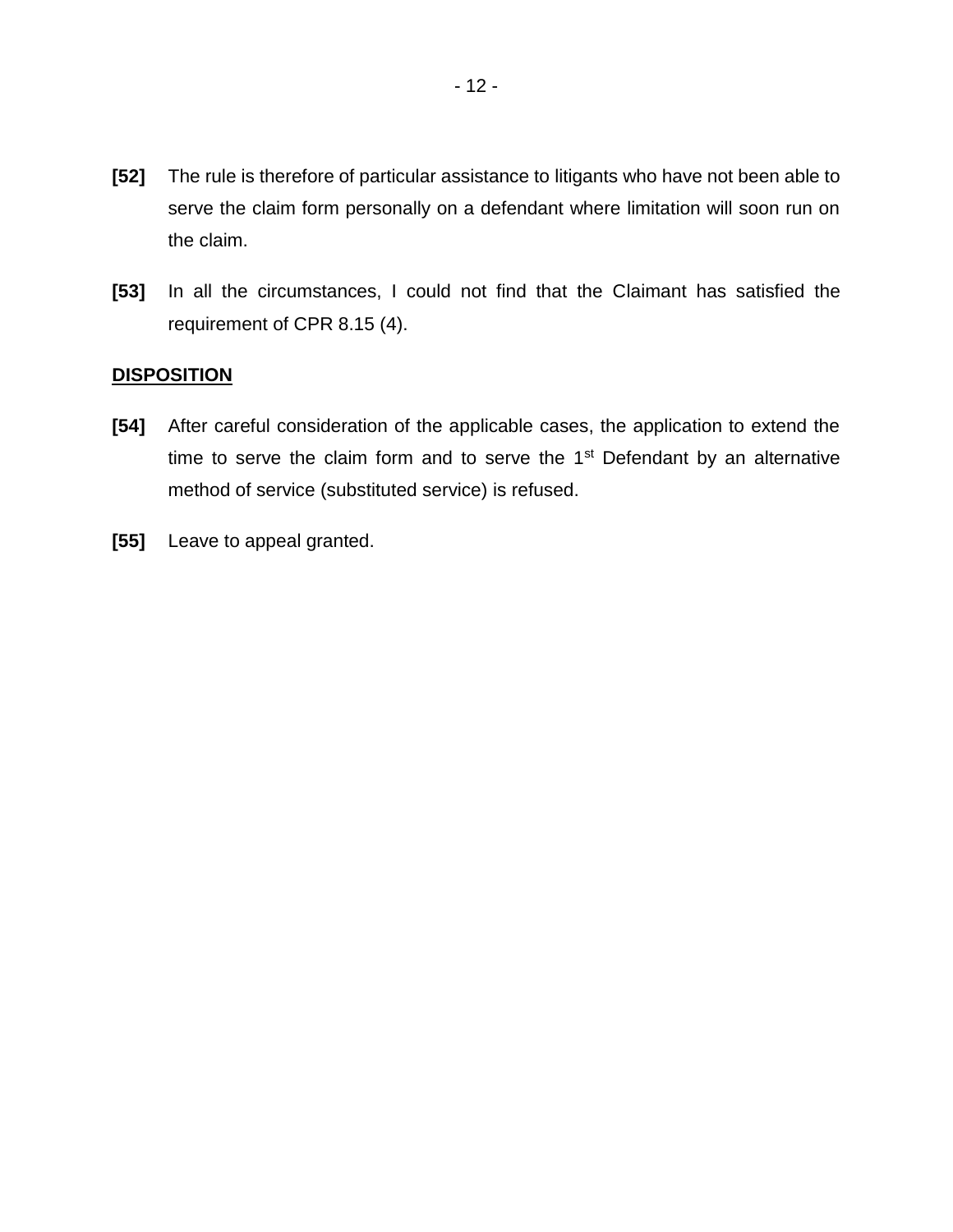**[52]** The rule is therefore of particular assistance to litigants who have not been able to serve the claim form personally on a defendant where limitation will soon run on the claim.

**[53]** In all the circumstances, I could not find that the Claimant has satisfied the requirement of CPR 8.15 (4).

**<u>DISPOSITION</u>**

**[54]** After careful consideration of the applicable cases, the application to extend the time to serve the claim form and to serve the 1st Defendant by an alternative method of service (substituted service) is refused.

**[55]** Leave to appeal granted.